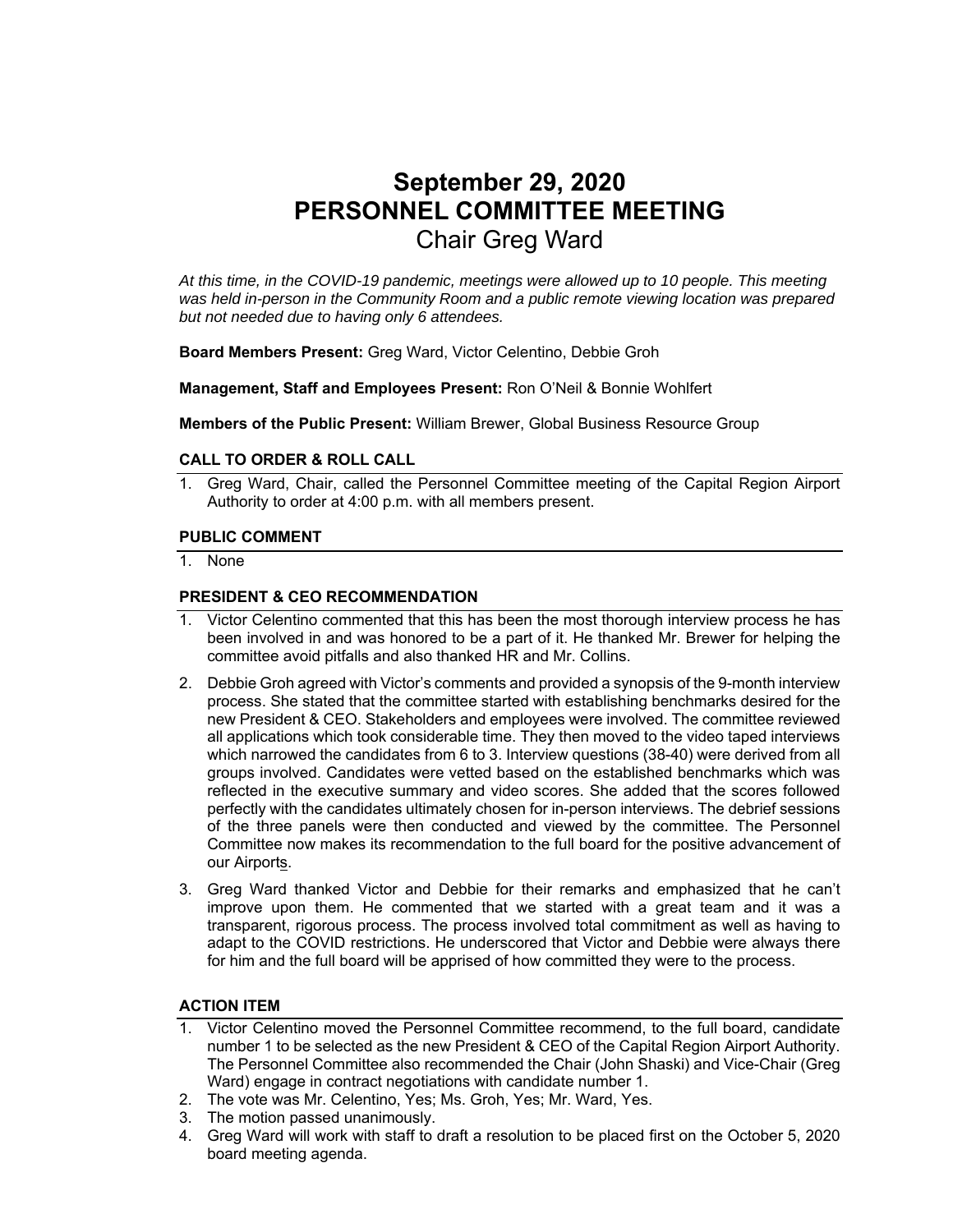# September 29, 2020
# PERSONNEL COMMITTEE MEETING
## Chair Greg Ward

*At this time, in the COVID-19 pandemic, meetings were allowed up to 10 people. This meeting was held in-person in the Community Room and a public remote viewing location was prepared but not needed due to having only 6 attendees.*

**Board Members Present:** Greg Ward, Victor Celentino, Debbie Groh

**Management, Staff and Employees Present:** Ron O'Neil & Bonnie Wohlfert

**Members of the Public Present:** William Brewer, Global Business Resource Group

### CALL TO ORDER & ROLL CALL

1. Greg Ward, Chair, called the Personnel Committee meeting of the Capital Region Airport Authority to order at 4:00 p.m. with all members present.

### PUBLIC COMMENT

1. None

### PRESIDENT & CEO RECOMMENDATION

1. Victor Celentino commented that this has been the most thorough interview process he has been involved in and was honored to be a part of it. He thanked Mr. Brewer for helping the committee avoid pitfalls and also thanked HR and Mr. Collins.
2. Debbie Groh agreed with Victor's comments and provided a synopsis of the 9-month interview process. She stated that the committee started with establishing benchmarks desired for the new President & CEO. Stakeholders and employees were involved. The committee reviewed all applications which took considerable time. They then moved to the video taped interviews which narrowed the candidates from 6 to 3. Interview questions (38-40) were derived from all groups involved. Candidates were vetted based on the established benchmarks which was reflected in the executive summary and video scores. She added that the scores followed perfectly with the candidates ultimately chosen for in-person interviews. The debrief sessions of the three panels were then conducted and viewed by the committee. The Personnel Committee now makes its recommendation to the full board for the positive advancement of our Airports.
3. Greg Ward thanked Victor and Debbie for their remarks and emphasized that he can't improve upon them. He commented that we started with a great team and it was a transparent, rigorous process. The process involved total commitment as well as having to adapt to the COVID restrictions. He underscored that Victor and Debbie were always there for him and the full board will be apprised of how committed they were to the process.

### ACTION ITEM

1. Victor Celentino moved the Personnel Committee recommend, to the full board, candidate number 1 to be selected as the new President & CEO of the Capital Region Airport Authority. The Personnel Committee also recommended the Chair (John Shaski) and Vice-Chair (Greg Ward) engage in contract negotiations with candidate number 1.
2. The vote was Mr. Celentino, Yes; Ms. Groh, Yes; Mr. Ward, Yes.
3. The motion passed unanimously.
4. Greg Ward will work with staff to draft a resolution to be placed first on the October 5, 2020 board meeting agenda.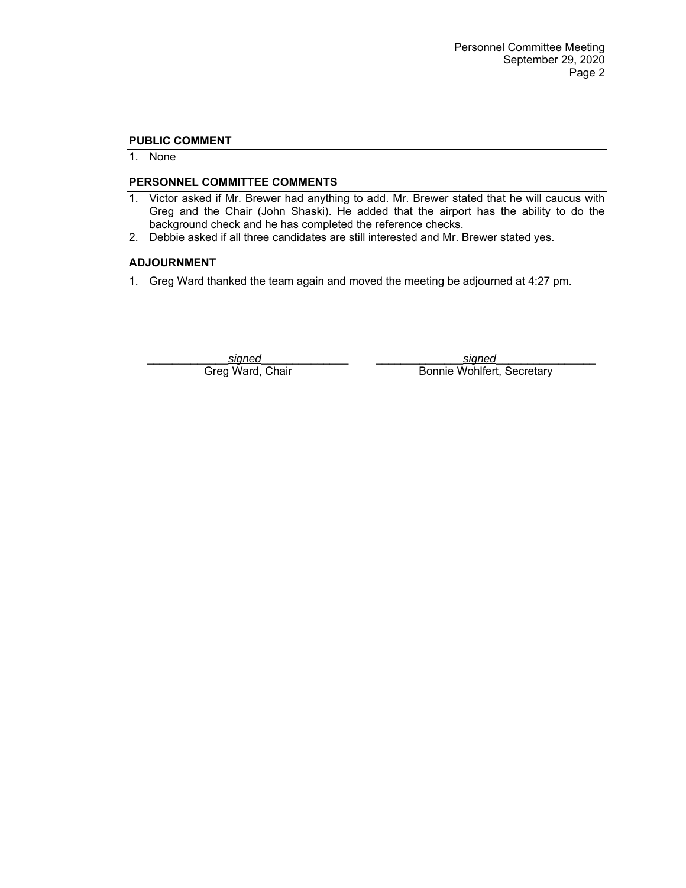## PUBLIC COMMENT

1. None

## PERSONNEL COMMITTEE COMMENTS

1. Victor asked if Mr. Brewer had anything to add. Mr. Brewer stated that he will caucus with Greg and the Chair (John Shaski). He added that the airport has the ability to do the background check and he has completed the reference checks.
2. Debbie asked if all three candidates are still interested and Mr. Brewer stated yes.

## ADJOURNMENT

1. Greg Ward thanked the team again and moved the meeting be adjourned at 4:27 pm.

| | |
|---|---|
| *signed* | *signed* |
| Greg Ward, Chair | Bonnie Wohlfert, Secretary |